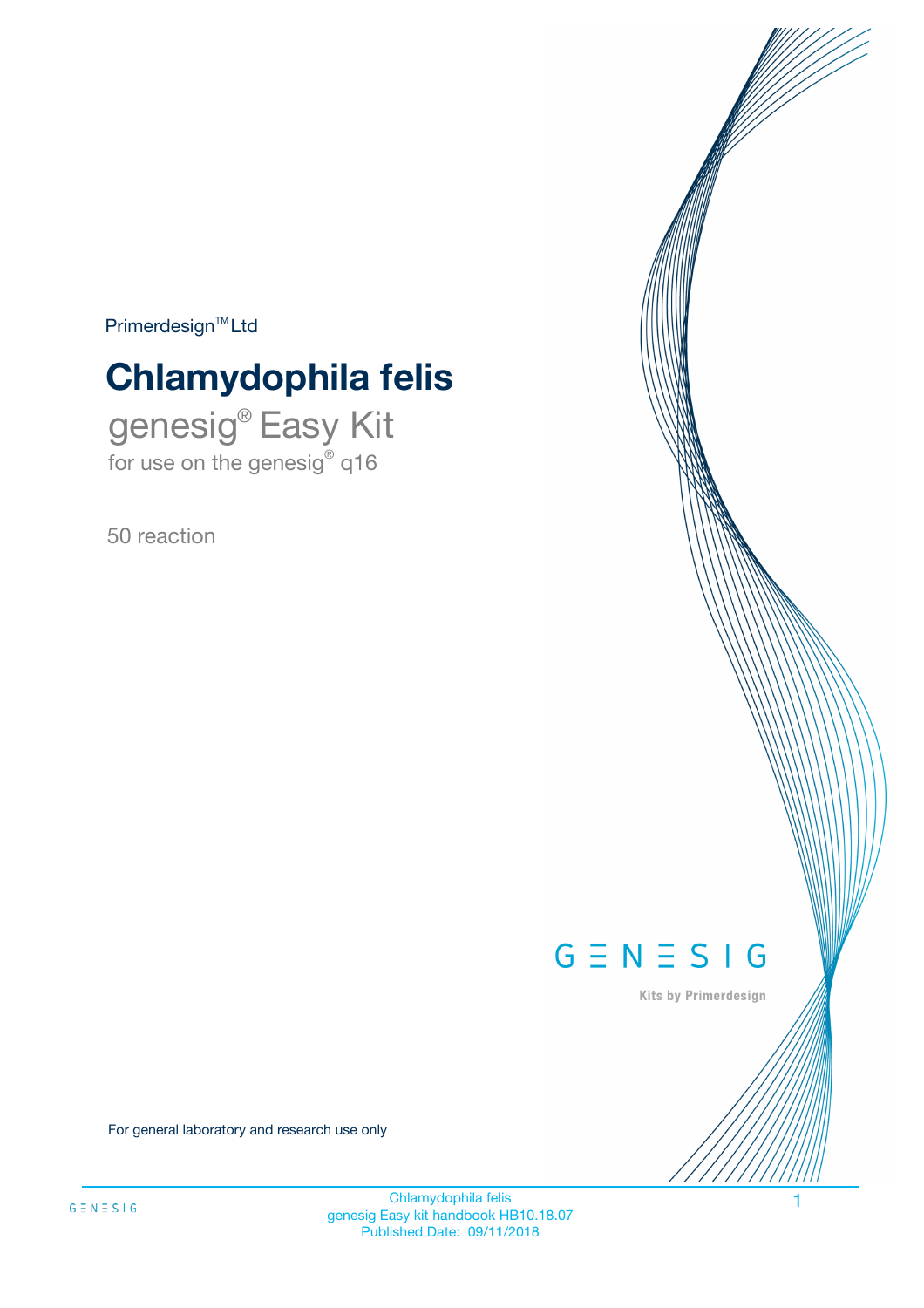Primerdesign™ Ltd

# Chlamydophila felis

## genesig® Easy Kit

for use on the genesig® q16

50 reaction

GENESIG

Kits by Primerdesign

For general laboratory and research use only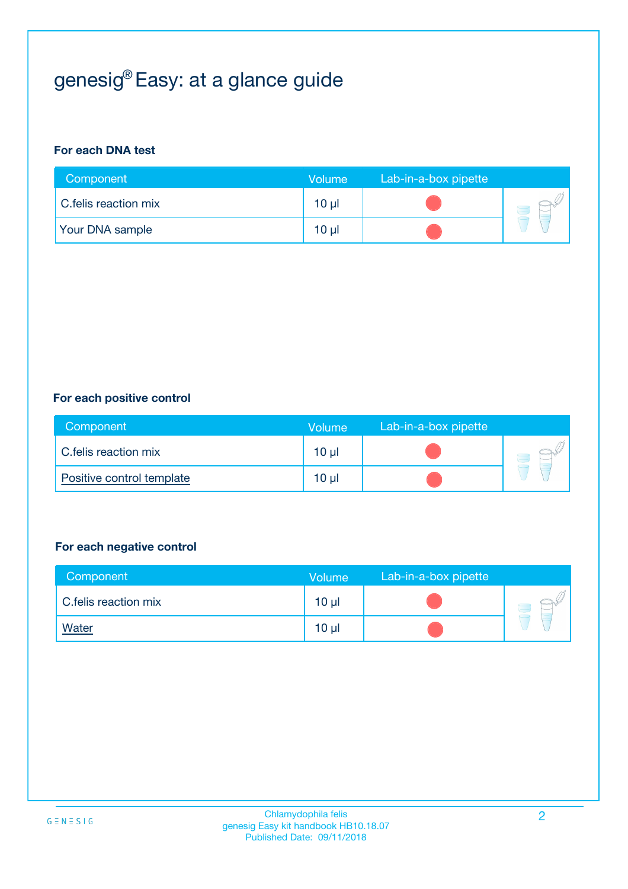# genesig® Easy: at a glance guide

**For each DNA test**

| Component | Volume | Lab-in-a-box pipette |
|---|---|---|
| C.felis reaction mix | 10 µl | |
| Your DNA sample | 10 µl | |

**For each positive control**

| Component | Volume | Lab-in-a-box pipette |
|---|---|---|
| C.felis reaction mix | 10 µl | |
| Positive control template | 10 µl | |

**For each negative control**

| Component | Volume | Lab-in-a-box pipette |
|---|---|---|
| C.felis reaction mix | 10 µl | |
| Water | 10 µl | |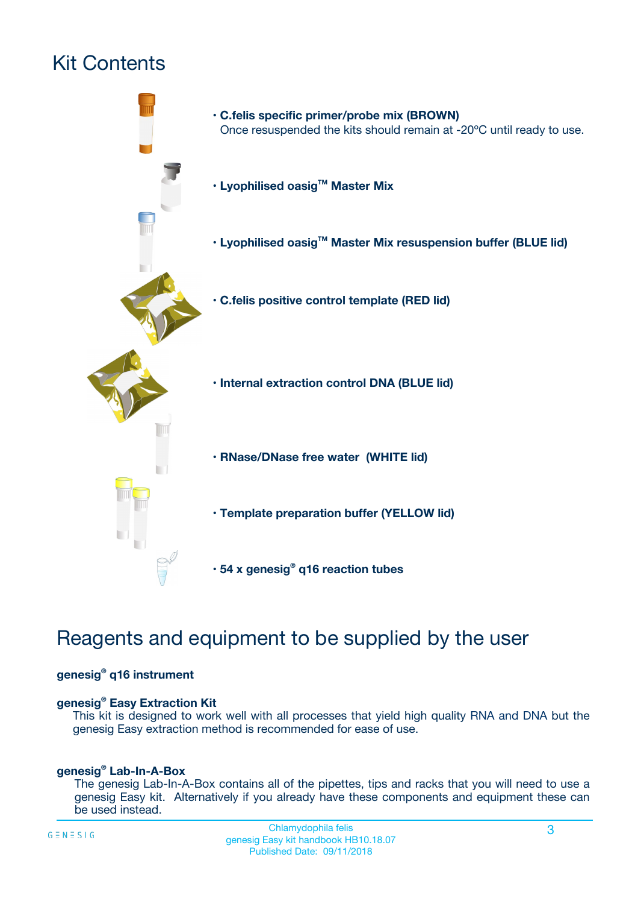# Kit Contents

- **C.felis specific primer/probe mix (BROWN)**
  Once resuspended the kits should remain at -20ºC until ready to use.
- **Lyophilised oasig™ Master Mix**
- **Lyophilised oasig™ Master Mix resuspension buffer (BLUE lid)**
- **C.felis positive control template (RED lid)**
- **Internal extraction control DNA (BLUE lid)**
- **RNase/DNase free water (WHITE lid)**
- **Template preparation buffer (YELLOW lid)**
- **54 x genesig® q16 reaction tubes**

# Reagents and equipment to be supplied by the user

**genesig® q16 instrument**

**genesig® Easy Extraction Kit**
This kit is designed to work well with all processes that yield high quality RNA and DNA but the genesig Easy extraction method is recommended for ease of use.

**genesig® Lab-In-A-Box**
The genesig Lab-In-A-Box contains all of the pipettes, tips and racks that you will need to use a genesig Easy kit. Alternatively if you already have these components and equipment these can be used instead.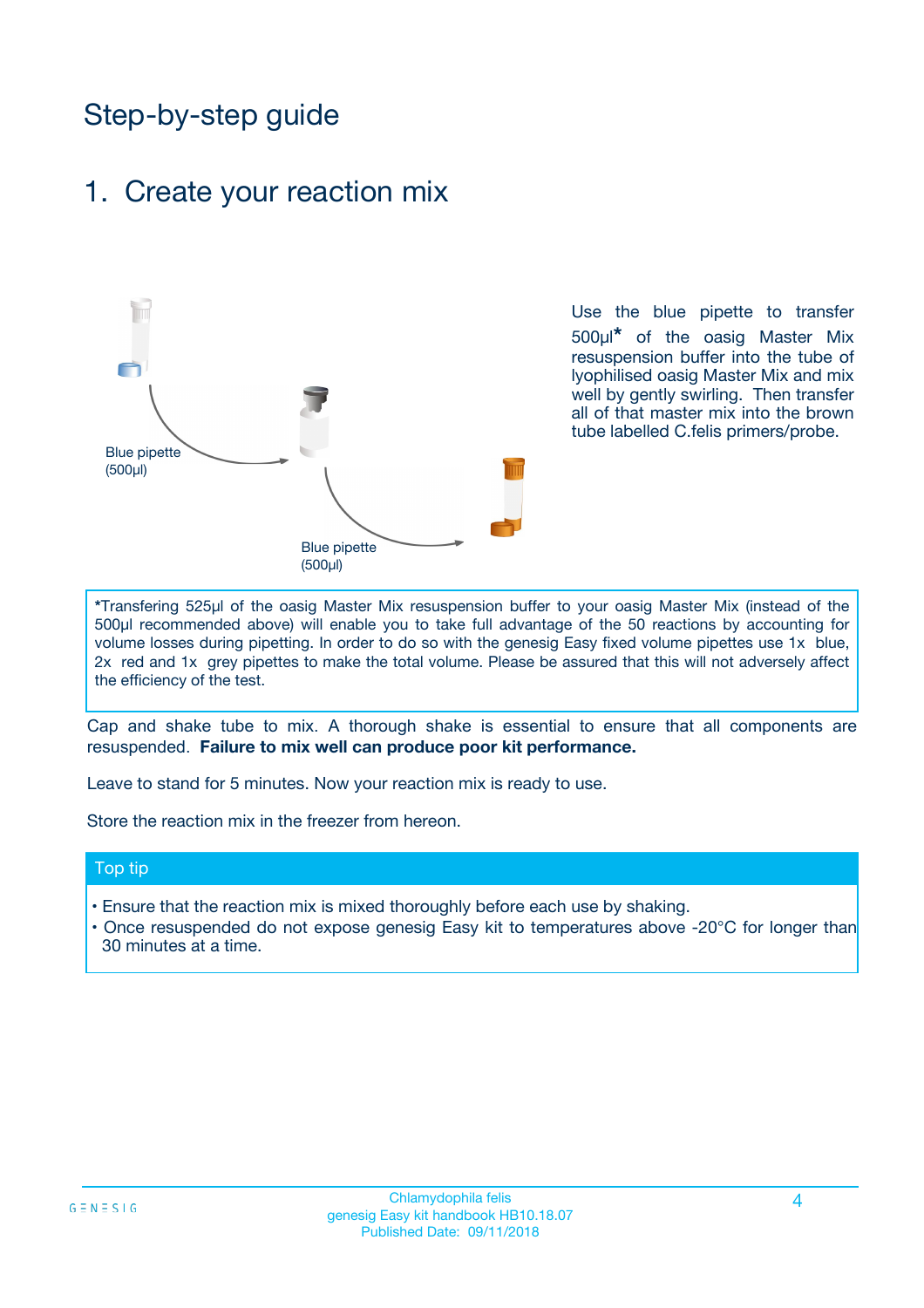# Step-by-step guide

## 1. Create your reaction mix

Blue pipette (500µl)

Blue pipette (500µl)

Use the blue pipette to transfer 500µl* of the oasig Master Mix resuspension buffer into the tube of lyophilised oasig Master Mix and mix well by gently swirling. Then transfer all of that master mix into the brown tube labelled C.felis primers/probe.

*Transfering 525µl of the oasig Master Mix resuspension buffer to your oasig Master Mix (instead of the 500µl recommended above) will enable you to take full advantage of the 50 reactions by accounting for volume losses during pipetting. In order to do so with the genesig Easy fixed volume pipettes use 1x blue, 2x red and 1x grey pipettes to make the total volume. Please be assured that this will not adversely affect the efficiency of the test.

Cap and shake tube to mix. A thorough shake is essential to ensure that all components are resuspended. **Failure to mix well can produce poor kit performance.**

Leave to stand for 5 minutes. Now your reaction mix is ready to use.

Store the reaction mix in the freezer from hereon.

### Top tip

- Ensure that the reaction mix is mixed thoroughly before each use by shaking.
- Once resuspended do not expose genesig Easy kit to temperatures above -20°C for longer than 30 minutes at a time.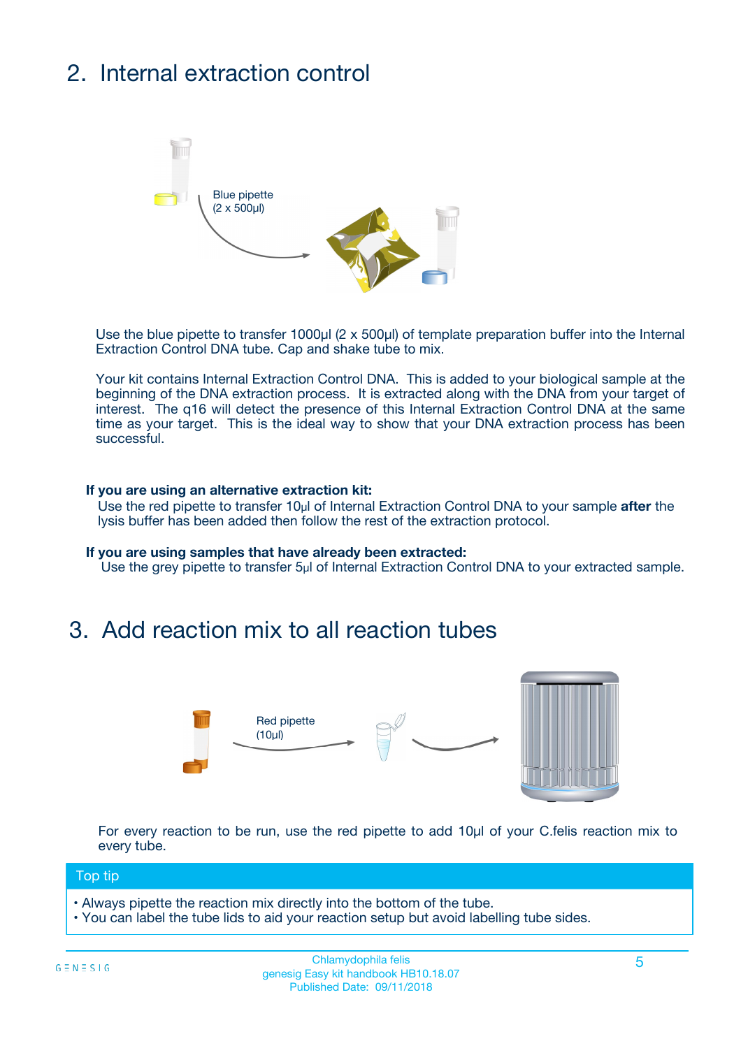## 2. Internal extraction control

Blue pipette
(2 x 500µl)

Use the blue pipette to transfer 1000µl (2 x 500µl) of template preparation buffer into the Internal Extraction Control DNA tube. Cap and shake tube to mix.

Your kit contains Internal Extraction Control DNA. This is added to your biological sample at the beginning of the DNA extraction process. It is extracted along with the DNA from your target of interest. The q16 will detect the presence of this Internal Extraction Control DNA at the same time as your target. This is the ideal way to show that your DNA extraction process has been successful.

**If you are using an alternative extraction kit:**
Use the red pipette to transfer 10µl of Internal Extraction Control DNA to your sample **after** the lysis buffer has been added then follow the rest of the extraction protocol.

**If you are using samples that have already been extracted:**
Use the grey pipette to transfer 5µl of Internal Extraction Control DNA to your extracted sample.

## 3. Add reaction mix to all reaction tubes

Red pipette
(10µl)

For every reaction to be run, use the red pipette to add 10µl of your C.felis reaction mix to every tube.

**Top tip**

- Always pipette the reaction mix directly into the bottom of the tube.
- You can label the tube lids to aid your reaction setup but avoid labelling tube sides.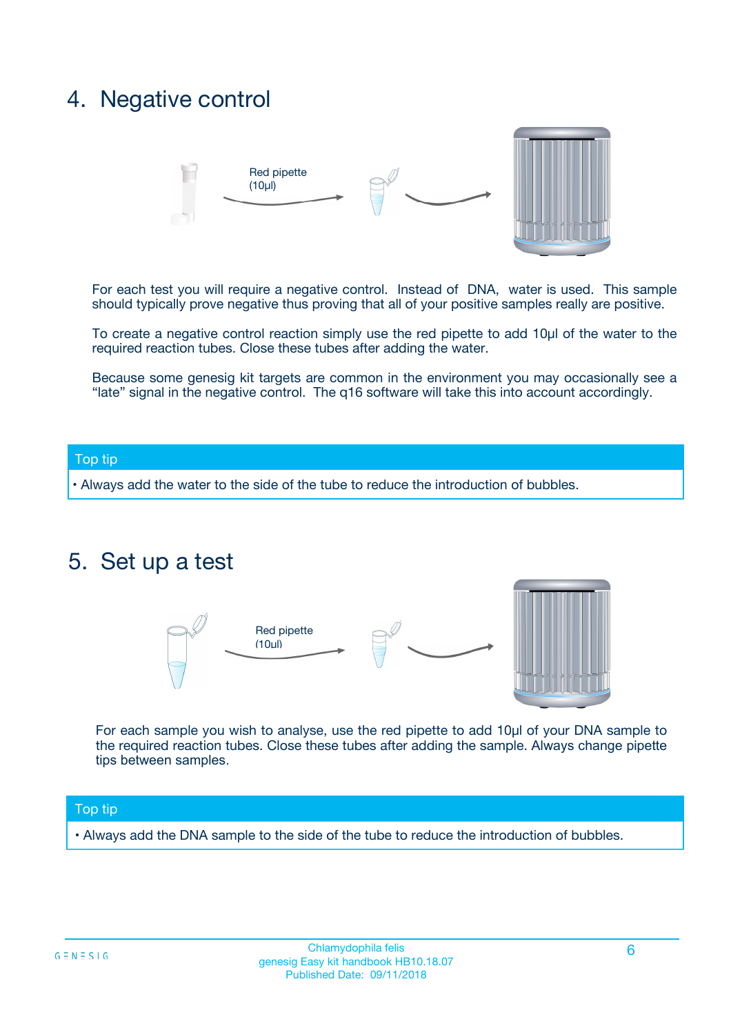## 4. Negative control

Red pipette (10µl)

For each test you will require a negative control. Instead of DNA, water is used. This sample should typically prove negative thus proving that all of your positive samples really are positive.

To create a negative control reaction simply use the red pipette to add 10µl of the water to the required reaction tubes. Close these tubes after adding the water.

Because some genesig kit targets are common in the environment you may occasionally see a "late" signal in the negative control. The q16 software will take this into account accordingly.

**Top tip**

- Always add the water to the side of the tube to reduce the introduction of bubbles.

## 5. Set up a test

Red pipette (10µl)

For each sample you wish to analyse, use the red pipette to add 10µl of your DNA sample to the required reaction tubes. Close these tubes after adding the sample. Always change pipette tips between samples.

**Top tip**

- Always add the DNA sample to the side of the tube to reduce the introduction of bubbles.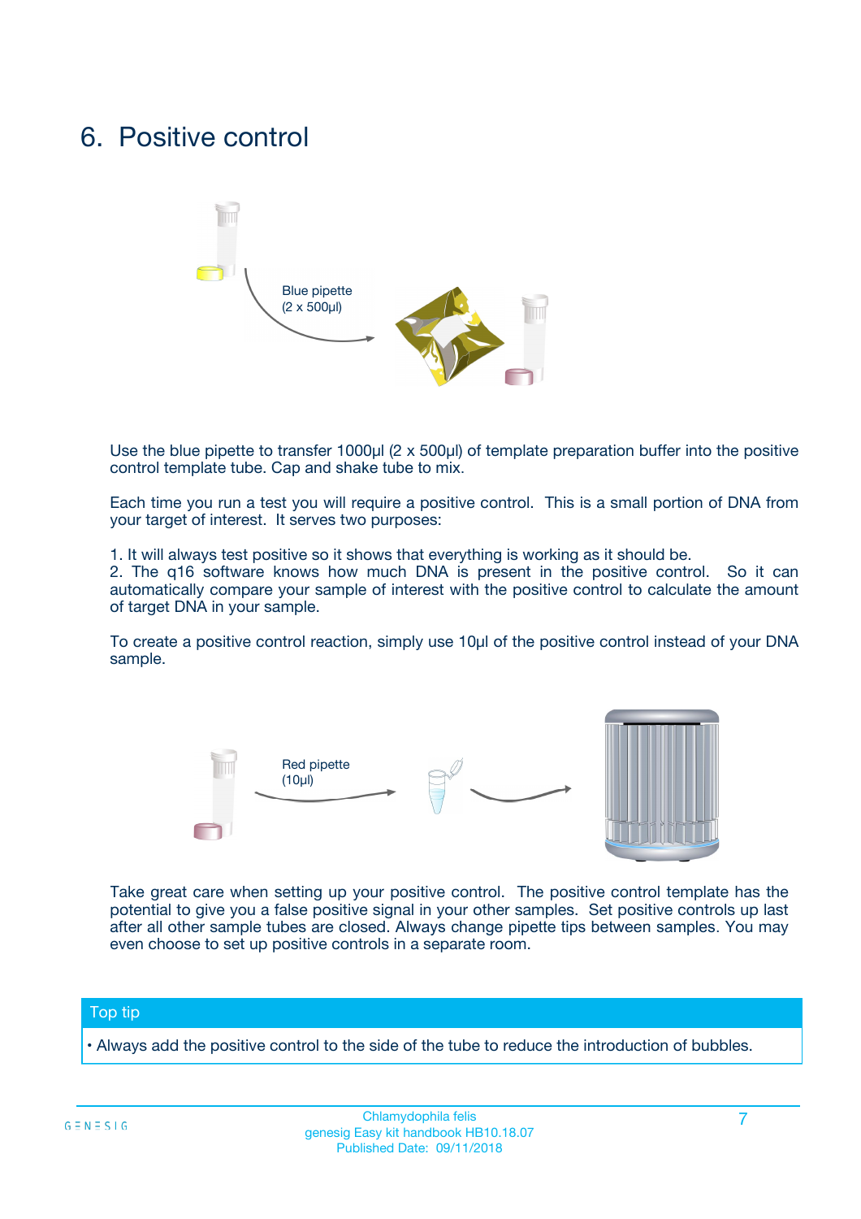# 6. Positive control

Blue pipette
(2 x 500µl)

Use the blue pipette to transfer 1000µl (2 x 500µl) of template preparation buffer into the positive control template tube. Cap and shake tube to mix.

Each time you run a test you will require a positive control. This is a small portion of DNA from your target of interest. It serves two purposes:

1. It will always test positive so it shows that everything is working as it should be.
2. The q16 software knows how much DNA is present in the positive control. So it can automatically compare your sample of interest with the positive control to calculate the amount of target DNA in your sample.

To create a positive control reaction, simply use 10µl of the positive control instead of your DNA sample.

Red pipette
(10µl)

Take great care when setting up your positive control. The positive control template has the potential to give you a false positive signal in your other samples. Set positive controls up last after all other sample tubes are closed. Always change pipette tips between samples. You may even choose to set up positive controls in a separate room.

## Top tip

- Always add the positive control to the side of the tube to reduce the introduction of bubbles.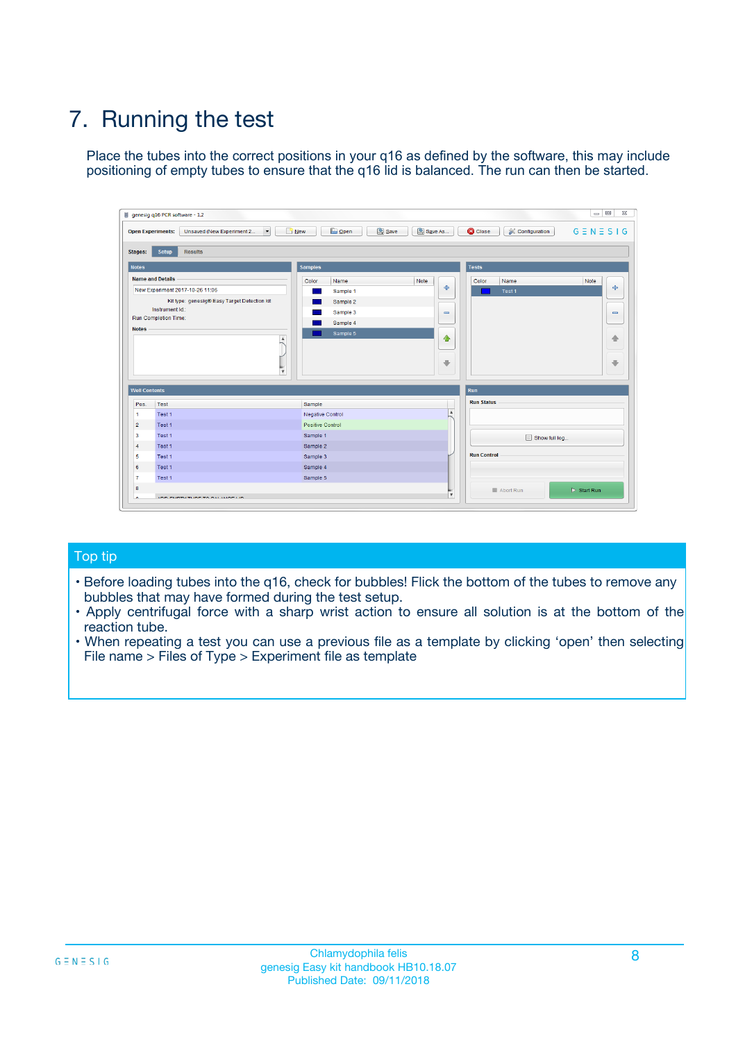# 7. Running the test

Place the tubes into the correct positions in your q16 as defined by the software, this may include positioning of empty tubes to ensure that the q16 lid is balanced. The run can then be started.

## Top tip

- Before loading tubes into the q16, check for bubbles! Flick the bottom of the tubes to remove any bubbles that may have formed during the test setup.
- Apply centrifugal force with a sharp wrist action to ensure all solution is at the bottom of the reaction tube.
- When repeating a test you can use a previous file as a template by clicking 'open' then selecting File name > Files of Type > Experiment file as template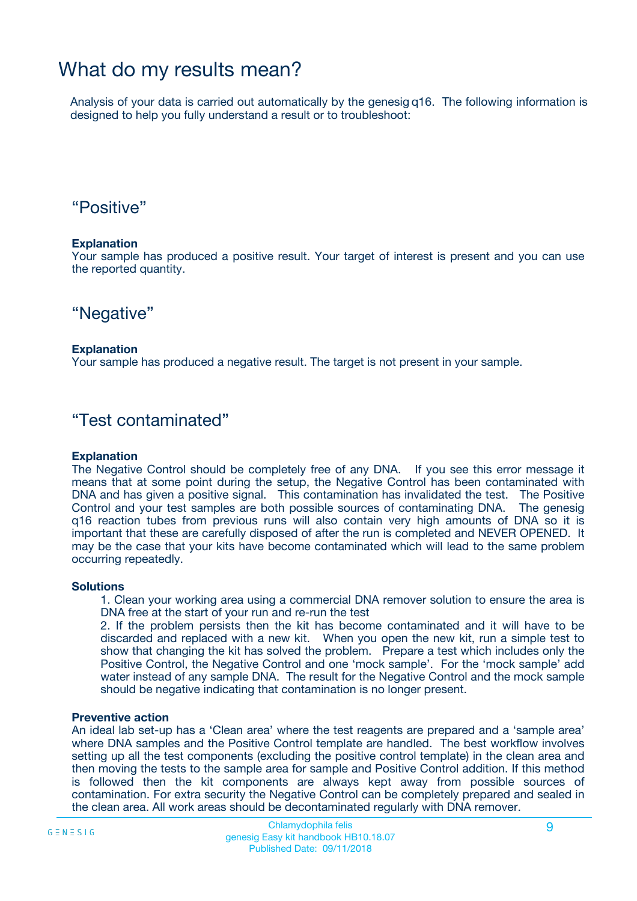# What do my results mean?

Analysis of your data is carried out automatically by the genesig q16. The following information is designed to help you fully understand a result or to troubleshoot:

## “Positive”

**Explanation**

Your sample has produced a positive result. Your target of interest is present and you can use the reported quantity.

## “Negative”

**Explanation**

Your sample has produced a negative result. The target is not present in your sample.

## “Test contaminated”

**Explanation**

The Negative Control should be completely free of any DNA. If you see this error message it means that at some point during the setup, the Negative Control has been contaminated with DNA and has given a positive signal. This contamination has invalidated the test. The Positive Control and your test samples are both possible sources of contaminating DNA. The genesig q16 reaction tubes from previous runs will also contain very high amounts of DNA so it is important that these are carefully disposed of after the run is completed and NEVER OPENED. It may be the case that your kits have become contaminated which will lead to the same problem occurring repeatedly.

**Solutions**

1. Clean your working area using a commercial DNA remover solution to ensure the area is DNA free at the start of your run and re-run the test
2. If the problem persists then the kit has become contaminated and it will have to be discarded and replaced with a new kit. When you open the new kit, run a simple test to show that changing the kit has solved the problem. Prepare a test which includes only the Positive Control, the Negative Control and one ‘mock sample’. For the ‘mock sample’ add water instead of any sample DNA. The result for the Negative Control and the mock sample should be negative indicating that contamination is no longer present.

**Preventive action**

An ideal lab set-up has a ‘Clean area’ where the test reagents are prepared and a ‘sample area’ where DNA samples and the Positive Control template are handled. The best workflow involves setting up all the test components (excluding the positive control template) in the clean area and then moving the tests to the sample area for sample and Positive Control addition. If this method is followed then the kit components are always kept away from possible sources of contamination. For extra security the Negative Control can be completely prepared and sealed in the clean area. All work areas should be decontaminated regularly with DNA remover.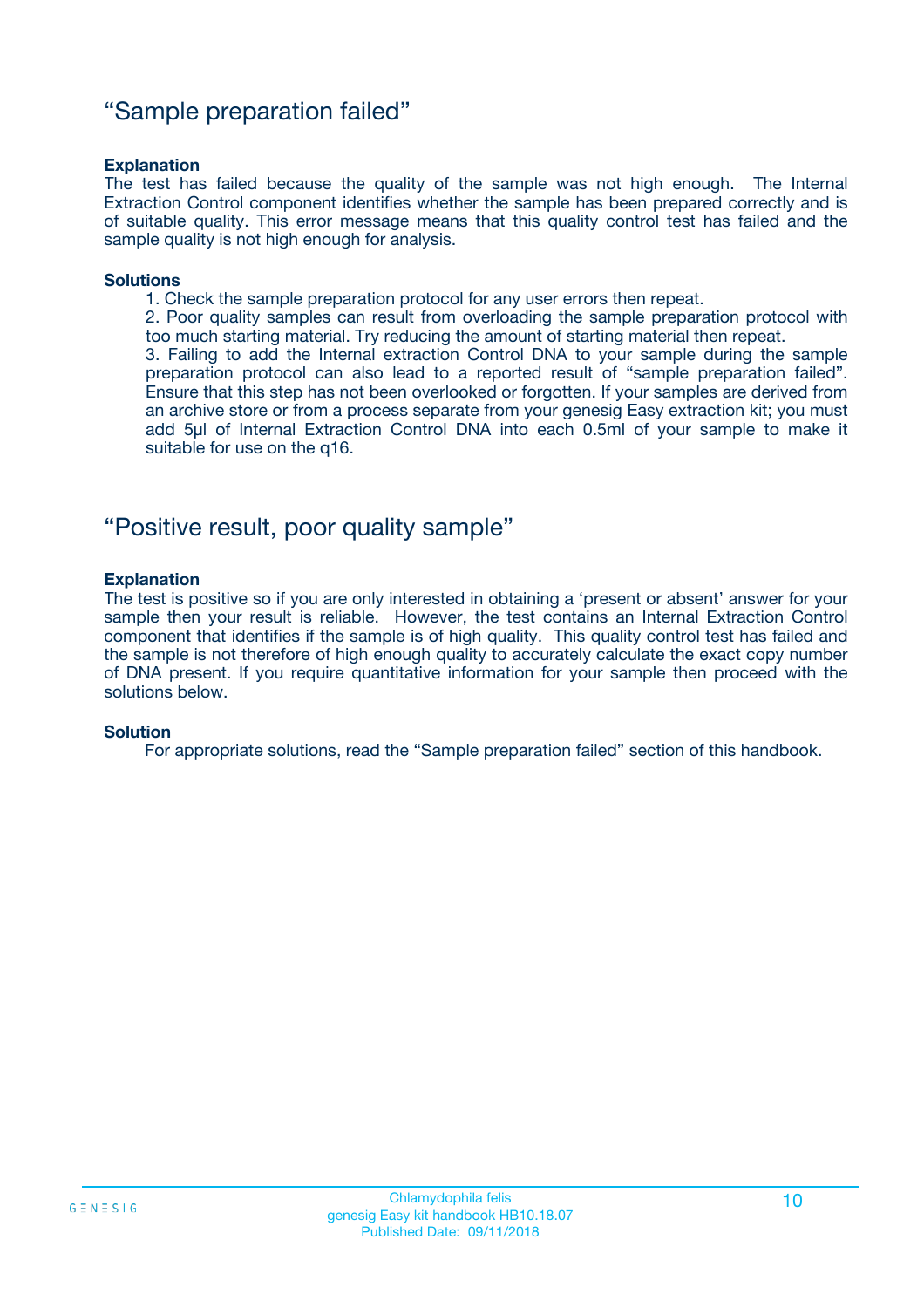## “Sample preparation failed”

**Explanation**

The test has failed because the quality of the sample was not high enough. The Internal Extraction Control component identifies whether the sample has been prepared correctly and is of suitable quality. This error message means that this quality control test has failed and the sample quality is not high enough for analysis.

**Solutions**

1. Check the sample preparation protocol for any user errors then repeat.
2. Poor quality samples can result from overloading the sample preparation protocol with too much starting material. Try reducing the amount of starting material then repeat.
3. Failing to add the Internal extraction Control DNA to your sample during the sample preparation protocol can also lead to a reported result of “sample preparation failed”. Ensure that this step has not been overlooked or forgotten. If your samples are derived from an archive store or from a process separate from your genesig Easy extraction kit; you must add 5µl of Internal Extraction Control DNA into each 0.5ml of your sample to make it suitable for use on the q16.

## “Positive result, poor quality sample”

**Explanation**

The test is positive so if you are only interested in obtaining a ‘present or absent’ answer for your sample then your result is reliable. However, the test contains an Internal Extraction Control component that identifies if the sample is of high quality. This quality control test has failed and the sample is not therefore of high enough quality to accurately calculate the exact copy number of DNA present. If you require quantitative information for your sample then proceed with the solutions below.

**Solution**

For appropriate solutions, read the “Sample preparation failed” section of this handbook.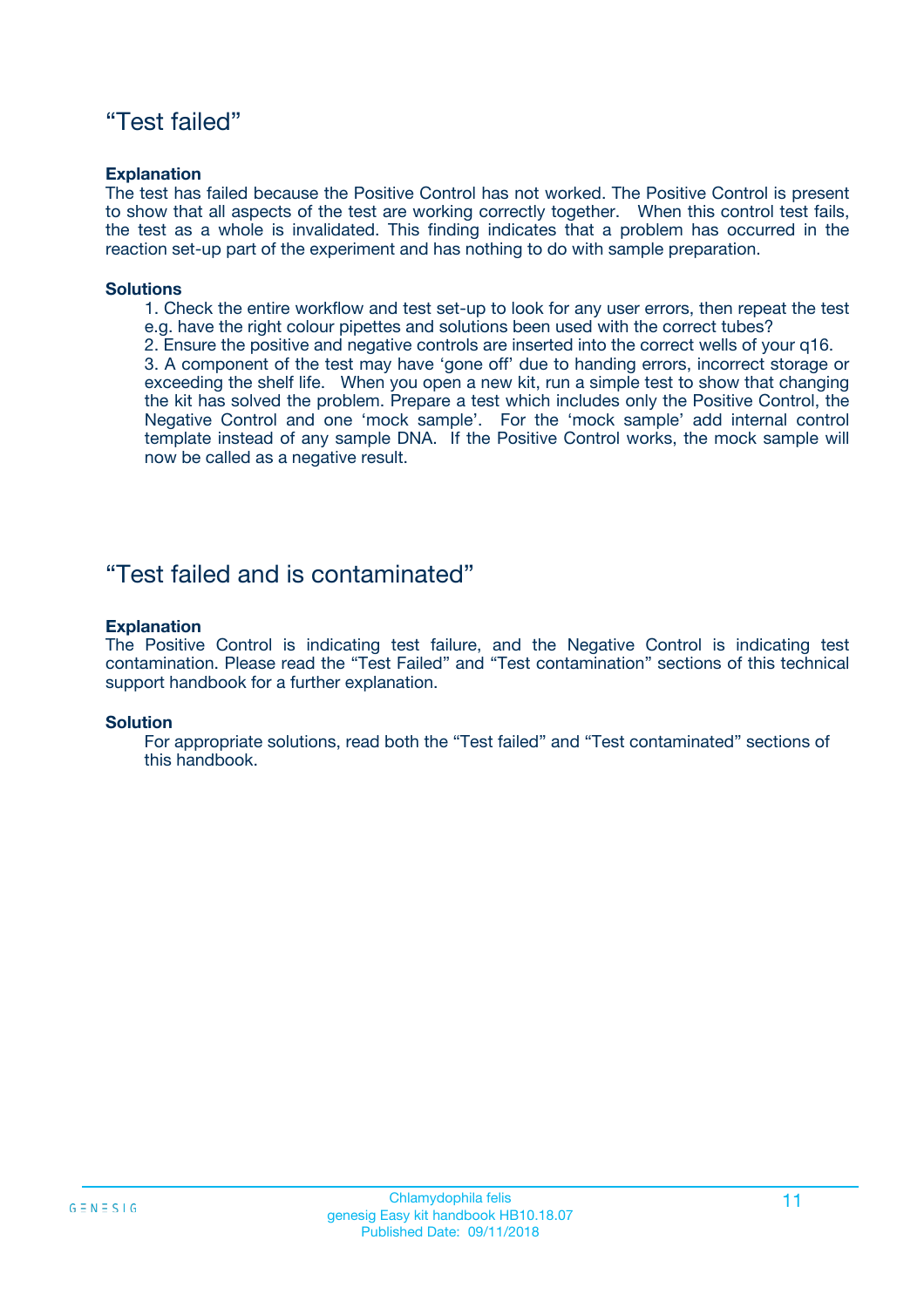## “Test failed”

**Explanation**

The test has failed because the Positive Control has not worked. The Positive Control is present to show that all aspects of the test are working correctly together. When this control test fails, the test as a whole is invalidated. This finding indicates that a problem has occurred in the reaction set-up part of the experiment and has nothing to do with sample preparation.

**Solutions**

1. Check the entire workflow and test set-up to look for any user errors, then repeat the test e.g. have the right colour pipettes and solutions been used with the correct tubes?
2. Ensure the positive and negative controls are inserted into the correct wells of your q16.
3. A component of the test may have ‘gone off’ due to handing errors, incorrect storage or exceeding the shelf life. When you open a new kit, run a simple test to show that changing the kit has solved the problem. Prepare a test which includes only the Positive Control, the Negative Control and one ‘mock sample’. For the ‘mock sample’ add internal control template instead of any sample DNA. If the Positive Control works, the mock sample will now be called as a negative result.

## “Test failed and is contaminated”

**Explanation**

The Positive Control is indicating test failure, and the Negative Control is indicating test contamination. Please read the “Test Failed” and “Test contamination” sections of this technical support handbook for a further explanation.

**Solution**

For appropriate solutions, read both the “Test failed” and “Test contaminated” sections of this handbook.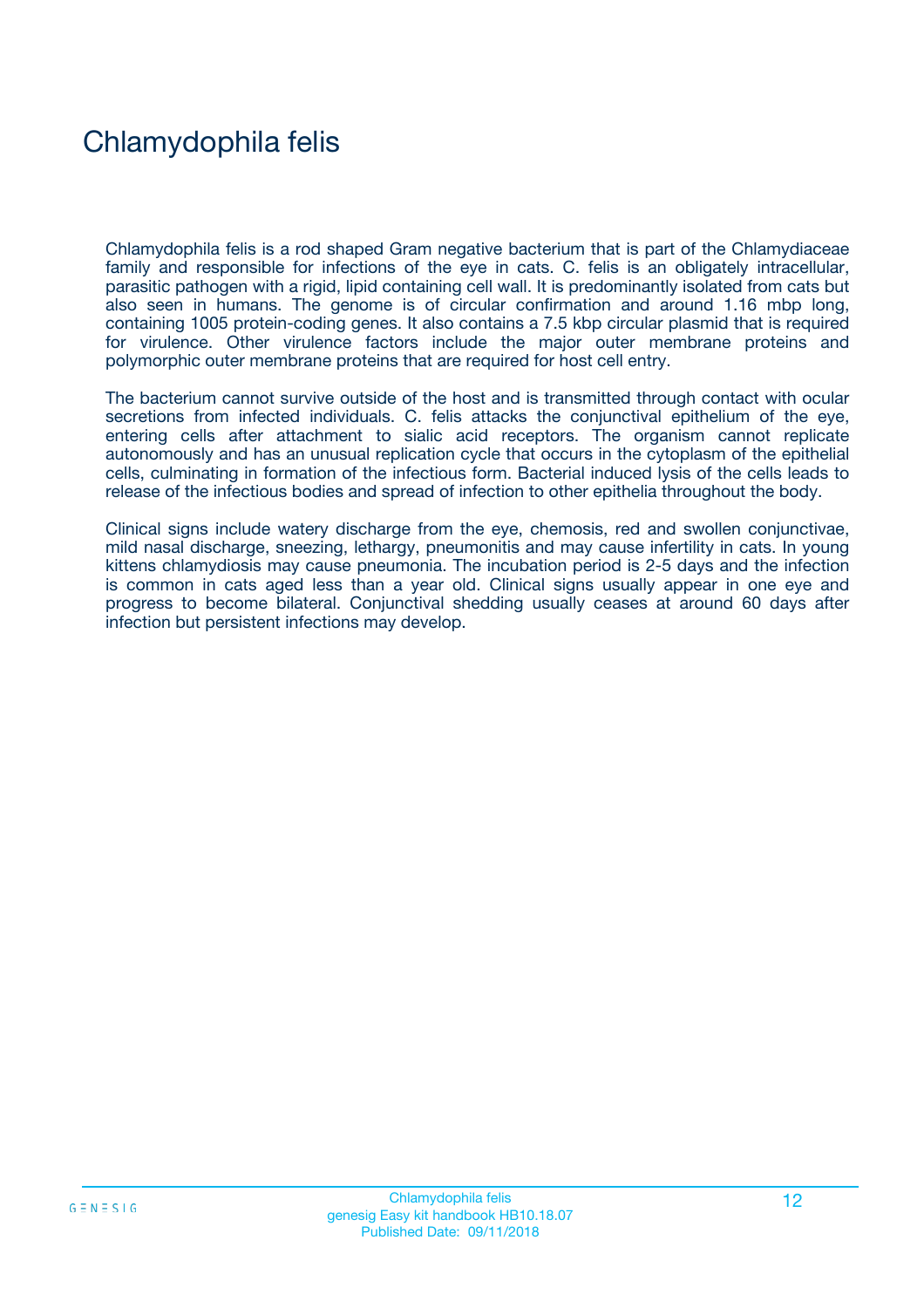# Chlamydophila felis

Chlamydophila felis is a rod shaped Gram negative bacterium that is part of the Chlamydiaceae family and responsible for infections of the eye in cats. C. felis is an obligately intracellular, parasitic pathogen with a rigid, lipid containing cell wall. It is predominantly isolated from cats but also seen in humans. The genome is of circular confirmation and around 1.16 mbp long, containing 1005 protein-coding genes. It also contains a 7.5 kbp circular plasmid that is required for virulence. Other virulence factors include the major outer membrane proteins and polymorphic outer membrane proteins that are required for host cell entry.

The bacterium cannot survive outside of the host and is transmitted through contact with ocular secretions from infected individuals. C. felis attacks the conjunctival epithelium of the eye, entering cells after attachment to sialic acid receptors. The organism cannot replicate autonomously and has an unusual replication cycle that occurs in the cytoplasm of the epithelial cells, culminating in formation of the infectious form. Bacterial induced lysis of the cells leads to release of the infectious bodies and spread of infection to other epithelia throughout the body.

Clinical signs include watery discharge from the eye, chemosis, red and swollen conjunctivae, mild nasal discharge, sneezing, lethargy, pneumonitis and may cause infertility in cats. In young kittens chlamydiosis may cause pneumonia. The incubation period is 2-5 days and the infection is common in cats aged less than a year old. Clinical signs usually appear in one eye and progress to become bilateral. Conjunctival shedding usually ceases at around 60 days after infection but persistent infections may develop.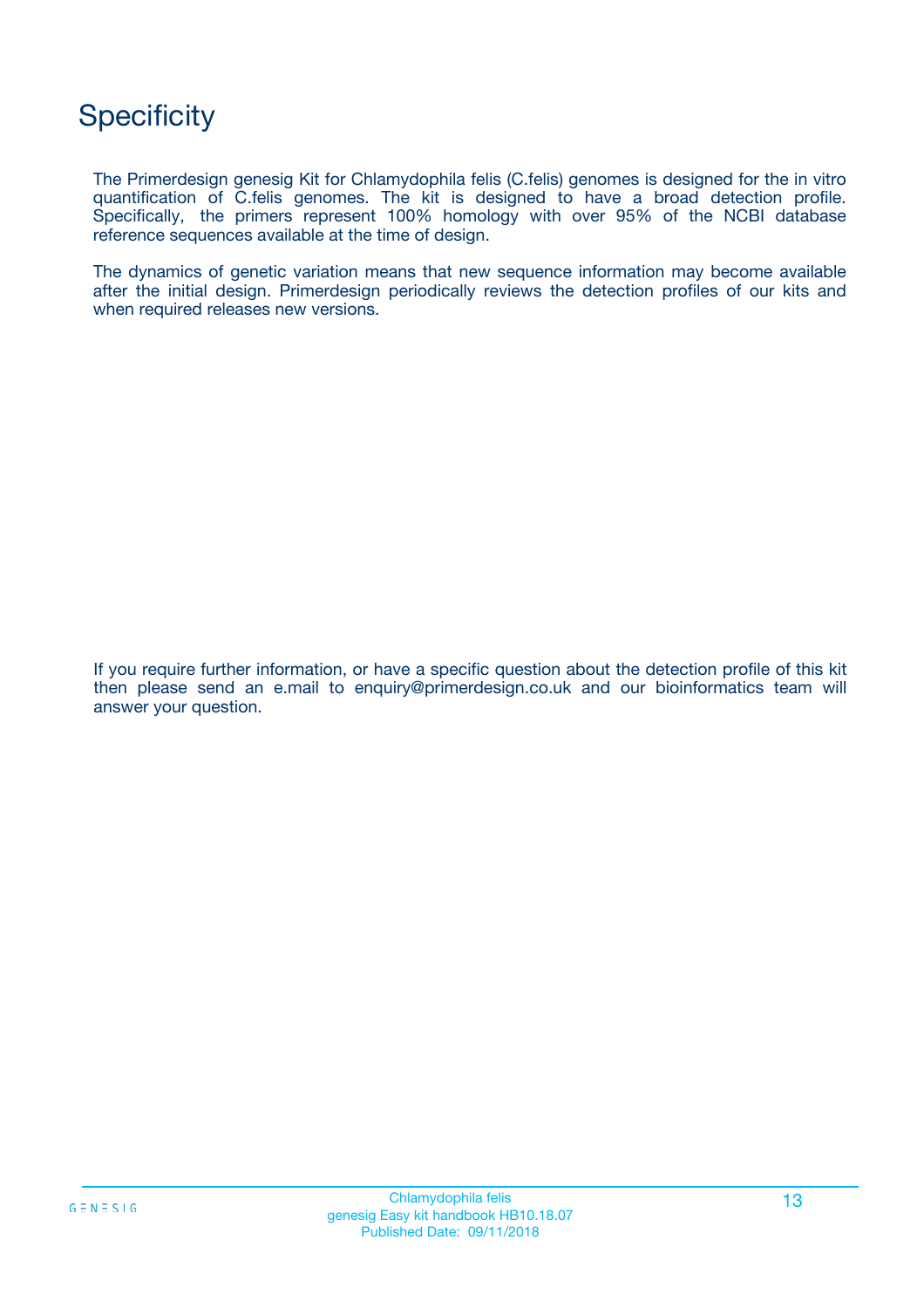# Specificity

The Primerdesign genesig Kit for Chlamydophila felis (C.felis) genomes is designed for the in vitro quantification of C.felis genomes. The kit is designed to have a broad detection profile. Specifically, the primers represent 100% homology with over 95% of the NCBI database reference sequences available at the time of design.

The dynamics of genetic variation means that new sequence information may become available after the initial design. Primerdesign periodically reviews the detection profiles of our kits and when required releases new versions.

If you require further information, or have a specific question about the detection profile of this kit then please send an e.mail to enquiry@primerdesign.co.uk and our bioinformatics team will answer your question.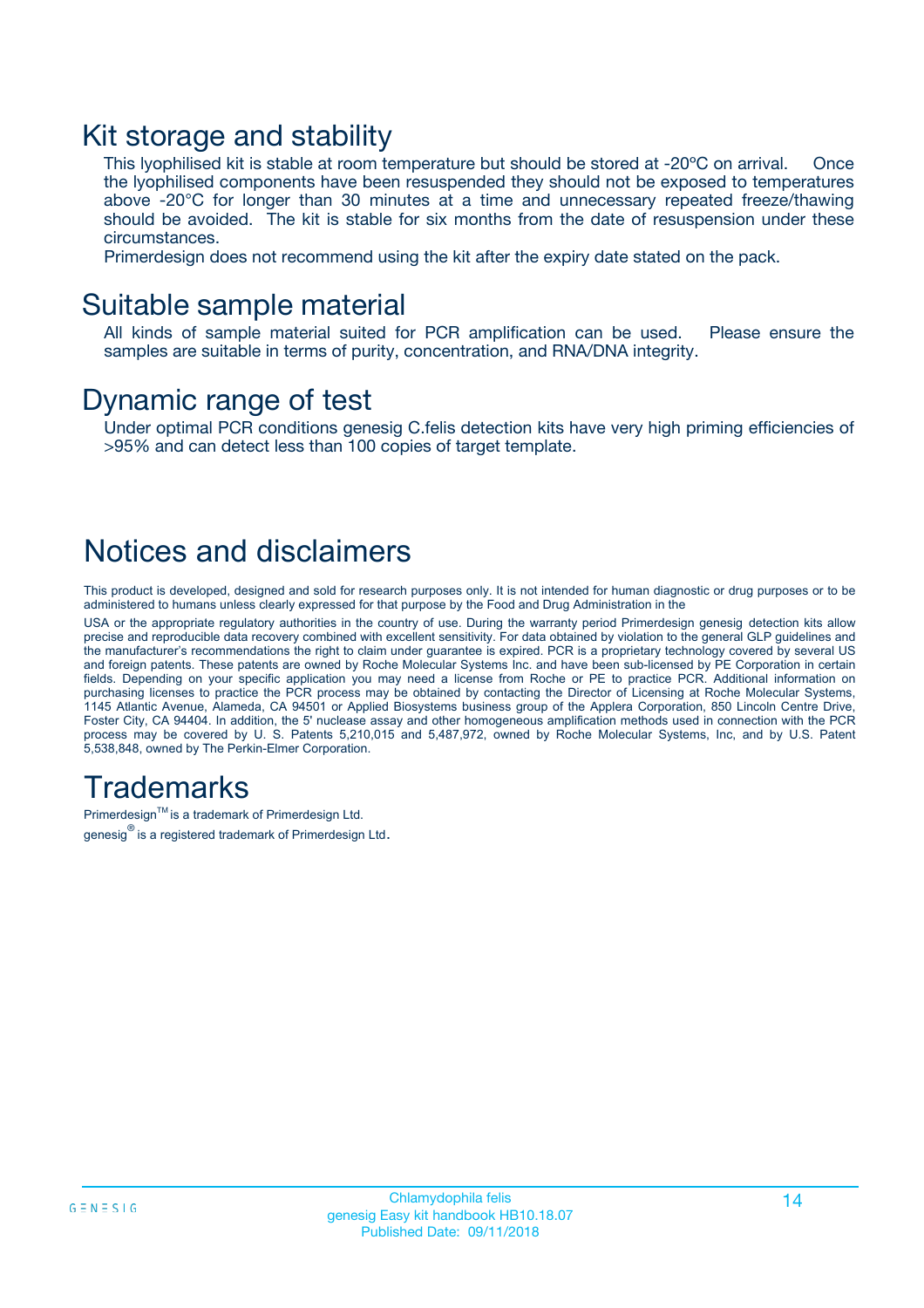## Kit storage and stability

This lyophilised kit is stable at room temperature but should be stored at -20ºC on arrival. Once the lyophilised components have been resuspended they should not be exposed to temperatures above -20°C for longer than 30 minutes at a time and unnecessary repeated freeze/thawing should be avoided. The kit is stable for six months from the date of resuspension under these circumstances.

Primerdesign does not recommend using the kit after the expiry date stated on the pack.

## Suitable sample material

All kinds of sample material suited for PCR amplification can be used. Please ensure the samples are suitable in terms of purity, concentration, and RNA/DNA integrity.

## Dynamic range of test

Under optimal PCR conditions genesig C.felis detection kits have very high priming efficiencies of >95% and can detect less than 100 copies of target template.

## Notices and disclaimers

This product is developed, designed and sold for research purposes only. It is not intended for human diagnostic or drug purposes or to be administered to humans unless clearly expressed for that purpose by the Food and Drug Administration in the

USA or the appropriate regulatory authorities in the country of use. During the warranty period Primerdesign genesig detection kits allow precise and reproducible data recovery combined with excellent sensitivity. For data obtained by violation to the general GLP guidelines and the manufacturer's recommendations the right to claim under guarantee is expired. PCR is a proprietary technology covered by several US and foreign patents. These patents are owned by Roche Molecular Systems Inc. and have been sub-licensed by PE Corporation in certain fields. Depending on your specific application you may need a license from Roche or PE to practice PCR. Additional information on purchasing licenses to practice the PCR process may be obtained by contacting the Director of Licensing at Roche Molecular Systems, 1145 Atlantic Avenue, Alameda, CA 94501 or Applied Biosystems business group of the Applera Corporation, 850 Lincoln Centre Drive, Foster City, CA 94404. In addition, the 5' nuclease assay and other homogeneous amplification methods used in connection with the PCR process may be covered by U. S. Patents 5,210,015 and 5,487,972, owned by Roche Molecular Systems, Inc, and by U.S. Patent 5,538,848, owned by The Perkin-Elmer Corporation.

## Trademarks

Primerdesign™ is a trademark of Primerdesign Ltd.

genesig® is a registered trademark of Primerdesign Ltd.